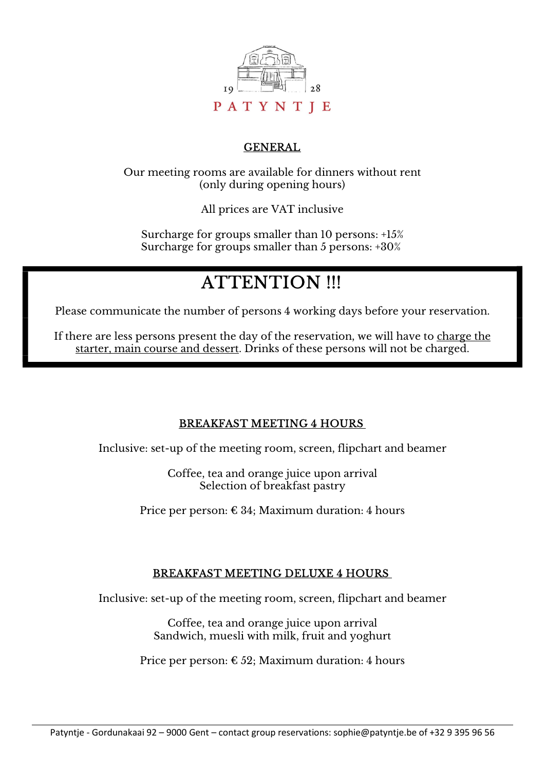19 28

PATYNTJE

## GENERAL

Our meeting rooms are available for dinners without rent
(only during opening hours)

All prices are VAT inclusive

Surcharge for groups smaller than 10 persons: +15%
Surcharge for groups smaller than 5 persons: +30%

## ATTENTION !!!

Please communicate the number of persons 4 working days before your reservation.

If there are less persons present the day of the reservation, we will have to charge the starter, main course and dessert. Drinks of these persons will not be charged.

## BREAKFAST MEETING 4 HOURS

Inclusive: set-up of the meeting room, screen, flipchart and beamer

Coffee, tea and orange juice upon arrival
Selection of breakfast pastry

Price per person: € 34; Maximum duration: 4 hours

## BREAKFAST MEETING DELUXE 4 HOURS

Inclusive: set-up of the meeting room, screen, flipchart and beamer

Coffee, tea and orange juice upon arrival
Sandwich, muesli with milk, fruit and yoghurt

Price per person: € 52; Maximum duration: 4 hours

Patyntje - Gordunakaai 92 – 9000 Gent – contact group reservations: sophie@patyntje.be of +32 9 395 96 56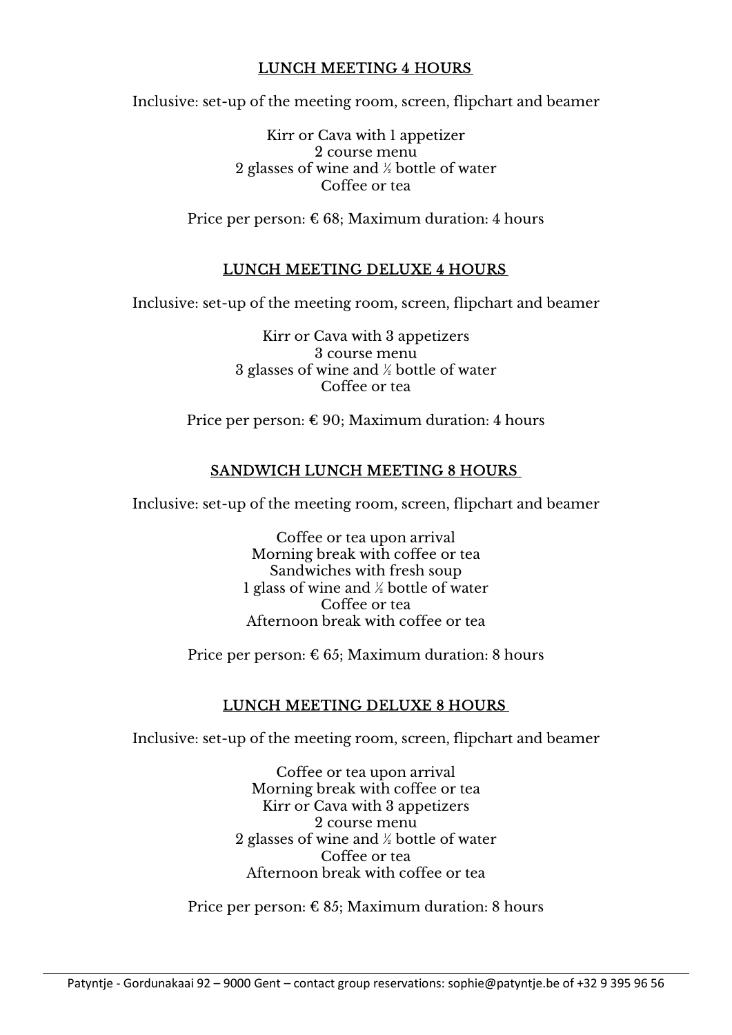## LUNCH MEETING 4 HOURS

Inclusive: set-up of the meeting room, screen, flipchart and beamer

Kirr or Cava with 1 appetizer
2 course menu
2 glasses of wine and ½ bottle of water
Coffee or tea

Price per person: € 68; Maximum duration: 4 hours

## LUNCH MEETING DELUXE 4 HOURS

Inclusive: set-up of the meeting room, screen, flipchart and beamer

Kirr or Cava with 3 appetizers
3 course menu
3 glasses of wine and ½ bottle of water
Coffee or tea

Price per person: € 90; Maximum duration: 4 hours

## SANDWICH LUNCH MEETING 8 HOURS

Inclusive: set-up of the meeting room, screen, flipchart and beamer

Coffee or tea upon arrival
Morning break with coffee or tea
Sandwiches with fresh soup
1 glass of wine and ½ bottle of water
Coffee or tea
Afternoon break with coffee or tea

Price per person: € 65; Maximum duration: 8 hours

## LUNCH MEETING DELUXE 8 HOURS

Inclusive: set-up of the meeting room, screen, flipchart and beamer

Coffee or tea upon arrival
Morning break with coffee or tea
Kirr or Cava with 3 appetizers
2 course menu
2 glasses of wine and ½ bottle of water
Coffee or tea
Afternoon break with coffee or tea

Price per person: € 85; Maximum duration: 8 hours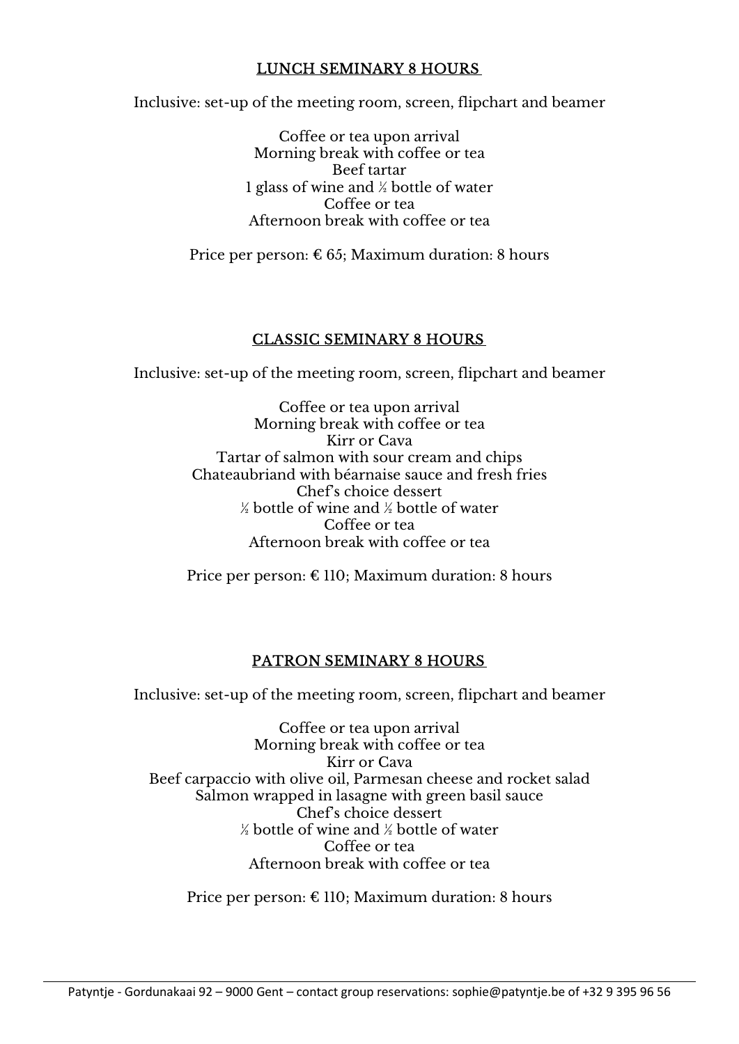## LUNCH SEMINARY 8 HOURS

Inclusive: set-up of the meeting room, screen, flipchart and beamer

Coffee or tea upon arrival
Morning break with coffee or tea
Beef tartar
1 glass of wine and ½ bottle of water
Coffee or tea
Afternoon break with coffee or tea

Price per person: € 65; Maximum duration: 8 hours

## CLASSIC SEMINARY 8 HOURS

Inclusive: set-up of the meeting room, screen, flipchart and beamer

Coffee or tea upon arrival
Morning break with coffee or tea
Kirr or Cava
Tartar of salmon with sour cream and chips
Chateaubriand with béarnaise sauce and fresh fries
Chef's choice dessert
½ bottle of wine and ½ bottle of water
Coffee or tea
Afternoon break with coffee or tea

Price per person: € 110; Maximum duration: 8 hours

## PATRON SEMINARY 8 HOURS

Inclusive: set-up of the meeting room, screen, flipchart and beamer

Coffee or tea upon arrival
Morning break with coffee or tea
Kirr or Cava
Beef carpaccio with olive oil, Parmesan cheese and rocket salad
Salmon wrapped in lasagne with green basil sauce
Chef's choice dessert
½ bottle of wine and ½ bottle of water
Coffee or tea
Afternoon break with coffee or tea

Price per person: € 110; Maximum duration: 8 hours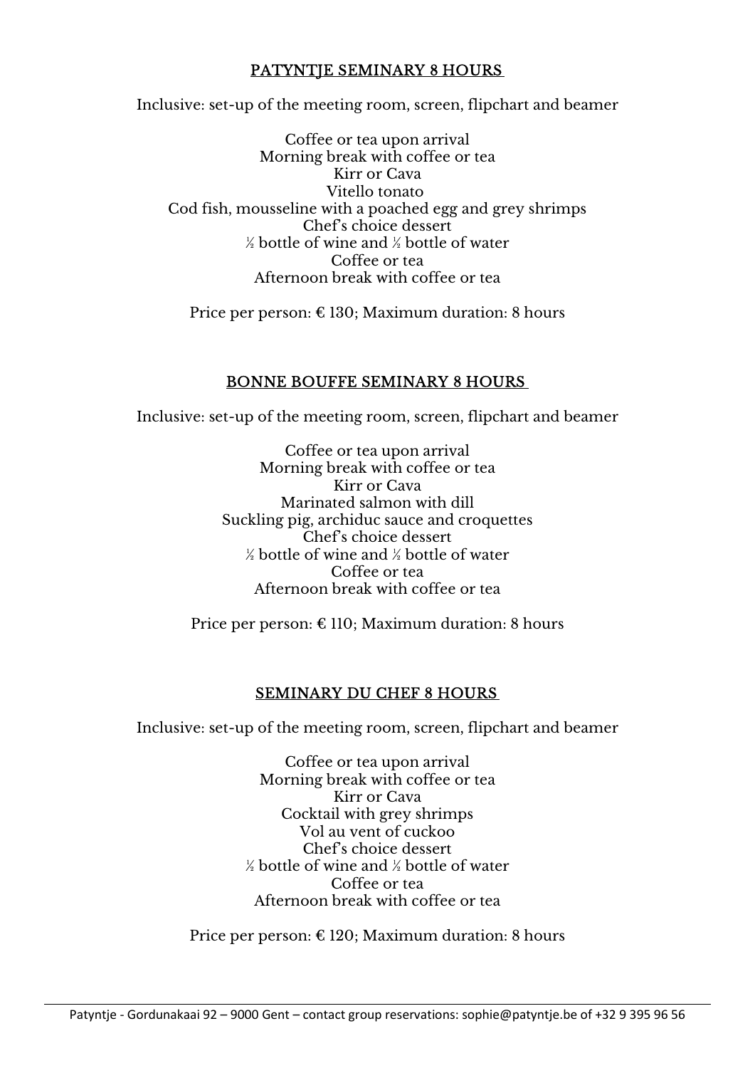## PATYNTJE SEMINARY 8 HOURS

Inclusive: set-up of the meeting room, screen, flipchart and beamer

Coffee or tea upon arrival
Morning break with coffee or tea
Kirr or Cava
Vitello tonato
Cod fish, mousseline with a poached egg and grey shrimps
Chef's choice dessert
½ bottle of wine and ½ bottle of water
Coffee or tea
Afternoon break with coffee or tea

Price per person: € 130; Maximum duration: 8 hours

## BONNE BOUFFE SEMINARY 8 HOURS

Inclusive: set-up of the meeting room, screen, flipchart and beamer

Coffee or tea upon arrival
Morning break with coffee or tea
Kirr or Cava
Marinated salmon with dill
Suckling pig, archiduc sauce and croquettes
Chef's choice dessert
½ bottle of wine and ½ bottle of water
Coffee or tea
Afternoon break with coffee or tea

Price per person: € 110; Maximum duration: 8 hours

## SEMINARY DU CHEF 8 HOURS

Inclusive: set-up of the meeting room, screen, flipchart and beamer

Coffee or tea upon arrival
Morning break with coffee or tea
Kirr or Cava
Cocktail with grey shrimps
Vol au vent of cuckoo
Chef's choice dessert
½ bottle of wine and ½ bottle of water
Coffee or tea
Afternoon break with coffee or tea

Price per person: € 120; Maximum duration: 8 hours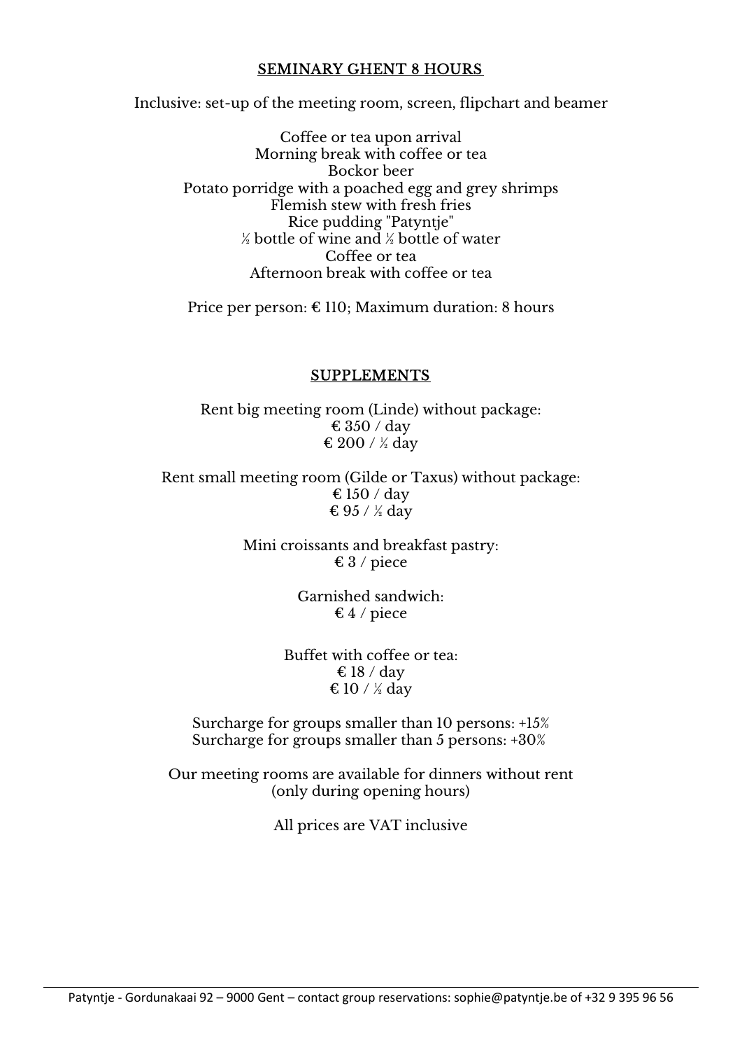## SEMINARY GHENT 8 HOURS

Inclusive: set-up of the meeting room, screen, flipchart and beamer

Coffee or tea upon arrival
Morning break with coffee or tea
Bockor beer
Potato porridge with a poached egg and grey shrimps
Flemish stew with fresh fries
Rice pudding "Patyntje"
½ bottle of wine and ⅓ bottle of water
Coffee or tea
Afternoon break with coffee or tea

Price per person: € 110; Maximum duration: 8 hours

## SUPPLEMENTS

Rent big meeting room (Linde) without package:
€ 350 / day
€ 200 / ½ day

Rent small meeting room (Gilde or Taxus) without package:
€ 150 / day
€ 95 / ½ day

Mini croissants and breakfast pastry:
€ 3 / piece

Garnished sandwich:
€ 4 / piece

Buffet with coffee or tea:
€ 18 / day
€ 10 / ½ day

Surcharge for groups smaller than 10 persons: +15%
Surcharge for groups smaller than 5 persons: +30%

Our meeting rooms are available for dinners without rent
(only during opening hours)

All prices are VAT inclusive